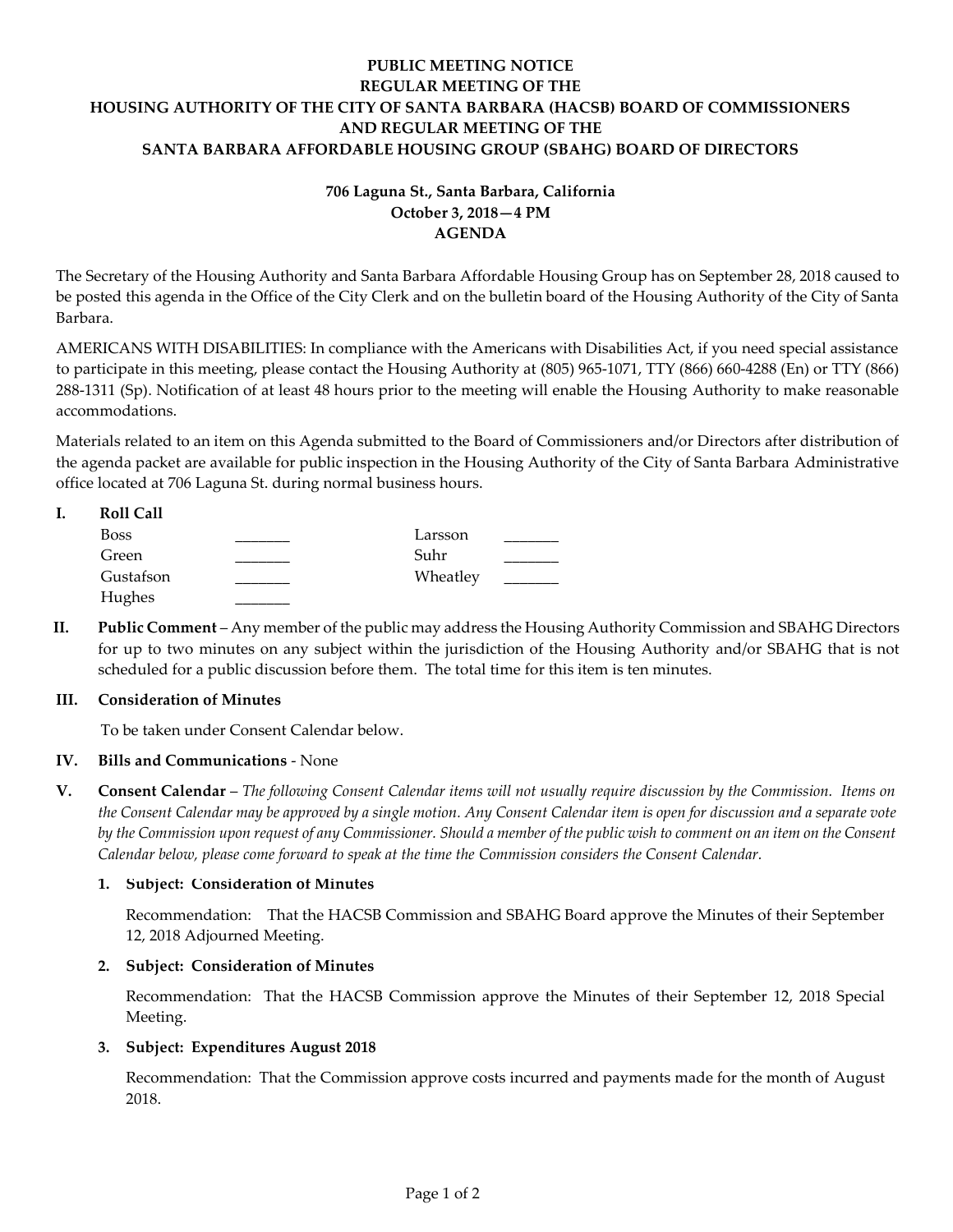**PUBLIC MEETING NOTICE**
**REGULAR MEETING OF THE**
**HOUSING AUTHORITY OF THE CITY OF SANTA BARBARA (HACSB) BOARD OF COMMISSIONERS**
**AND REGULAR MEETING OF THE**
**SANTA BARBARA AFFORDABLE HOUSING GROUP (SBAHG) BOARD OF DIRECTORS**

**706 Laguna St., Santa Barbara, California**
**October 3, 2018—4 PM**
**AGENDA**

The Secretary of the Housing Authority and Santa Barbara Affordable Housing Group has on September 28, 2018 caused to be posted this agenda in the Office of the City Clerk and on the bulletin board of the Housing Authority of the City of Santa Barbara.

AMERICANS WITH DISABILITIES: In compliance with the Americans with Disabilities Act, if you need special assistance to participate in this meeting, please contact the Housing Authority at (805) 965-1071, TTY (866) 660-4288 (En) or TTY (866) 288-1311 (Sp). Notification of at least 48 hours prior to the meeting will enable the Housing Authority to make reasonable accommodations.

Materials related to an item on this Agenda submitted to the Board of Commissioners and/or Directors after distribution of the agenda packet are available for public inspection in the Housing Authority of the City of Santa Barbara Administrative office located at 706 Laguna St. during normal business hours.

**I. Roll Call**

| | | | |
|---|---|---|---|
| Boss | _______ | Larsson | _______ |
| Green | _______ | Suhr | _______ |
| Gustafson | _______ | Wheatley | _______ |
| Hughes | _______ | | |

**II. Public Comment** – Any member of the public may address the Housing Authority Commission and SBAHG Directors for up to two minutes on any subject within the jurisdiction of the Housing Authority and/or SBAHG that is not scheduled for a public discussion before them. The total time for this item is ten minutes.

**III. Consideration of Minutes**

To be taken under Consent Calendar below.

**IV. Bills and Communications** - None

**V. Consent Calendar** – *The following Consent Calendar items will not usually require discussion by the Commission. Items on the Consent Calendar may be approved by a single motion. Any Consent Calendar item is open for discussion and a separate vote by the Commission upon request of any Commissioner. Should a member of the public wish to comment on an item on the Consent Calendar below, please come forward to speak at the time the Commission considers the Consent Calendar.*

**1. Subject: Consideration of Minutes**

Recommendation: That the HACSB Commission and SBAHG Board approve the Minutes of their September 12, 2018 Adjourned Meeting.

**2. Subject: Consideration of Minutes**

Recommendation: That the HACSB Commission approve the Minutes of their September 12, 2018 Special Meeting.

**3. Subject: Expenditures August 2018**

Recommendation: That the Commission approve costs incurred and payments made for the month of August 2018.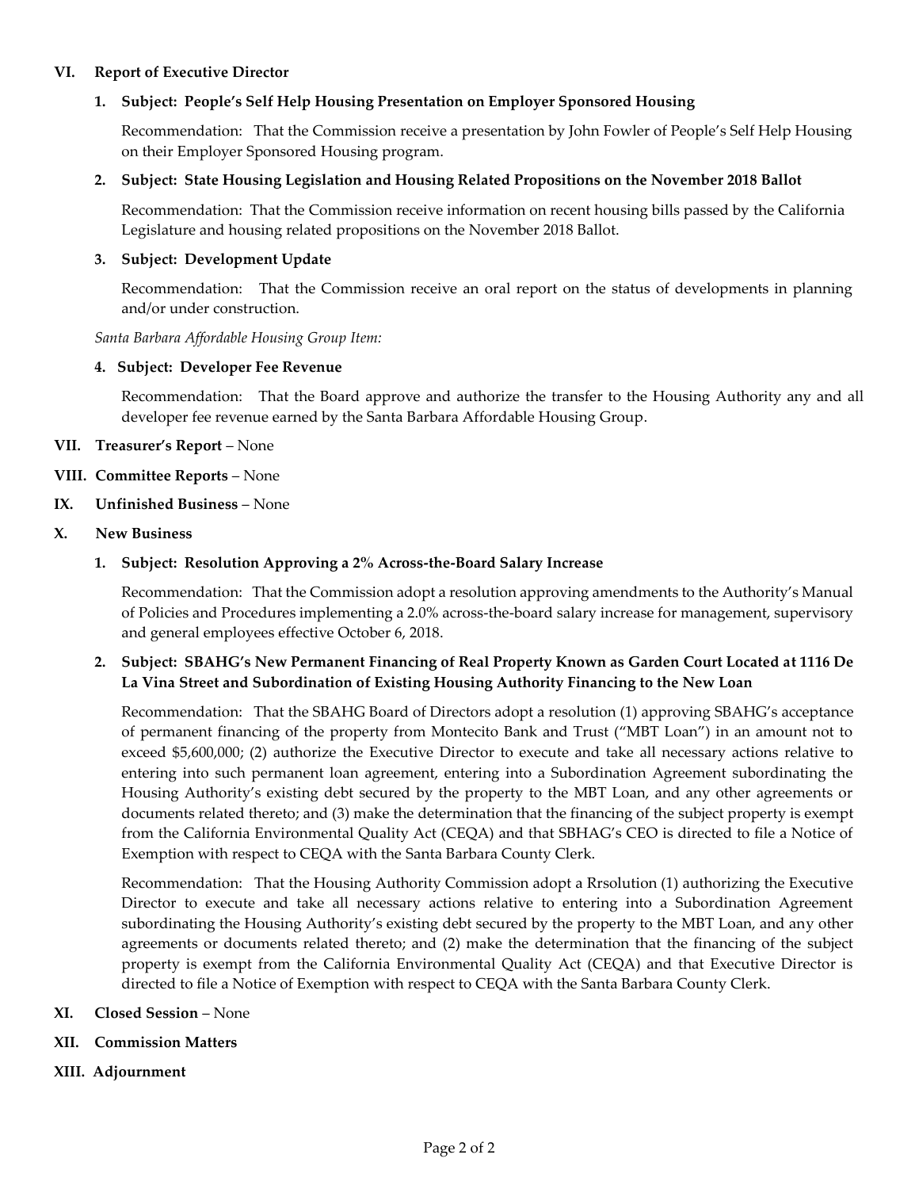**VI. Report of Executive Director**

**1. Subject: People's Self Help Housing Presentation on Employer Sponsored Housing**

Recommendation: That the Commission receive a presentation by John Fowler of People's Self Help Housing on their Employer Sponsored Housing program.

**2. Subject: State Housing Legislation and Housing Related Propositions on the November 2018 Ballot**

Recommendation: That the Commission receive information on recent housing bills passed by the California Legislature and housing related propositions on the November 2018 Ballot.

**3. Subject: Development Update**

Recommendation: That the Commission receive an oral report on the status of developments in planning and/or under construction.

*Santa Barbara Affordable Housing Group Item:*

**4. Subject: Developer Fee Revenue**

Recommendation: That the Board approve and authorize the transfer to the Housing Authority any and all developer fee revenue earned by the Santa Barbara Affordable Housing Group.

**VII. Treasurer's Report** – None

**VIII. Committee Reports** – None

**IX. Unfinished Business** – None

**X. New Business**

**1. Subject: Resolution Approving a 2% Across-the-Board Salary Increase**

Recommendation: That the Commission adopt a resolution approving amendments to the Authority's Manual of Policies and Procedures implementing a 2.0% across-the-board salary increase for management, supervisory and general employees effective October 6, 2018.

**2. Subject: SBAHG's New Permanent Financing of Real Property Known as Garden Court Located at 1116 De La Vina Street and Subordination of Existing Housing Authority Financing to the New Loan**

Recommendation: That the SBAHG Board of Directors adopt a resolution (1) approving SBAHG's acceptance of permanent financing of the property from Montecito Bank and Trust ("MBT Loan") in an amount not to exceed $5,600,000; (2) authorize the Executive Director to execute and take all necessary actions relative to entering into such permanent loan agreement, entering into a Subordination Agreement subordinating the Housing Authority's existing debt secured by the property to the MBT Loan, and any other agreements or documents related thereto; and (3) make the determination that the financing of the subject property is exempt from the California Environmental Quality Act (CEQA) and that SBHAG's CEO is directed to file a Notice of Exemption with respect to CEQA with the Santa Barbara County Clerk.

Recommendation: That the Housing Authority Commission adopt a Rrsolution (1) authorizing the Executive Director to execute and take all necessary actions relative to entering into a Subordination Agreement subordinating the Housing Authority's existing debt secured by the property to the MBT Loan, and any other agreements or documents related thereto; and (2) make the determination that the financing of the subject property is exempt from the California Environmental Quality Act (CEQA) and that Executive Director is directed to file a Notice of Exemption with respect to CEQA with the Santa Barbara County Clerk.

**XI. Closed Session** – None

**XII. Commission Matters**

**XIII. Adjournment**